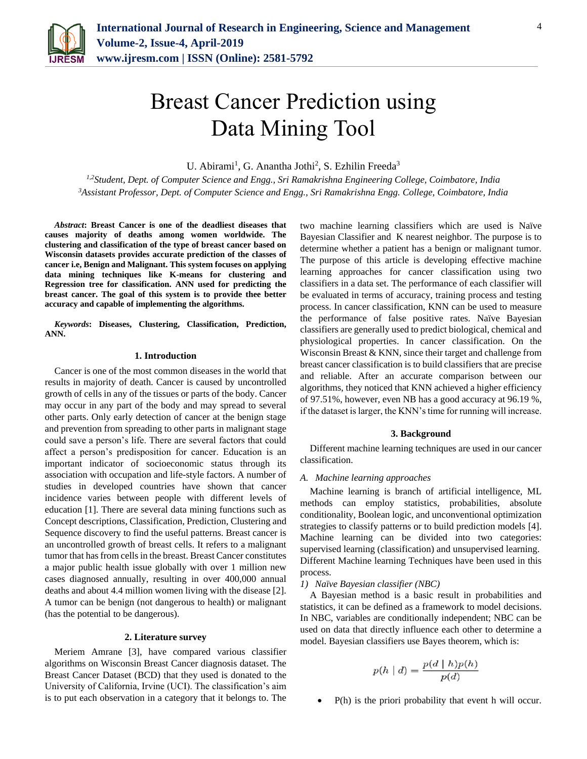# Breast Cancer Prediction using Data Mining Tool

U. Abirami[1], G. Anantha Jothi[2], S. Ezhilin Freeda[3]

[1,2]*Student, Dept. of Computer Science and Engg., Sri Ramakrishna Engineering College, Coimbatore, India*
[3]*Assistant Professor, Dept. of Computer Science and Engg., Sri Ramakrishna Engg. College, Coimbatore, India*

***Abstract*: Breast Cancer is one of the deadliest diseases that causes majority of deaths among women worldwide. The clustering and classification of the type of breast cancer based on Wisconsin datasets provides accurate prediction of the classes of cancer i.e, Benign and Malignant. This system focuses on applying data mining techniques like K-means for clustering and Regression tree for classification. ANN used for predicting the breast cancer. The goal of this system is to provide thee better accuracy and capable of implementing the algorithms.**

***Keywords*: Diseases, Clustering, Classification, Prediction, ANN.**

## 1. Introduction

Cancer is one of the most common diseases in the world that results in majority of death. Cancer is caused by uncontrolled growth of cells in any of the tissues or parts of the body. Cancer may occur in any part of the body and may spread to several other parts. Only early detection of cancer at the benign stage and prevention from spreading to other parts in malignant stage could save a person's life. There are several factors that could affect a person's predisposition for cancer. Education is an important indicator of socioeconomic status through its association with occupation and life-style factors. A number of studies in developed countries have shown that cancer incidence varies between people with different levels of education [1]. There are several data mining functions such as Concept descriptions, Classification, Prediction, Clustering and Sequence discovery to find the useful patterns. Breast cancer is an uncontrolled growth of breast cells. It refers to a malignant tumor that has from cells in the breast. Breast Cancer constitutes a major public health issue globally with over 1 million new cases diagnosed annually, resulting in over 400,000 annual deaths and about 4.4 million women living with the disease [2]. A tumor can be benign (not dangerous to health) or malignant (has the potential to be dangerous).

## 2. Literature survey

Meriem Amrane [3], have compared various classifier algorithms on Wisconsin Breast Cancer diagnosis dataset. The Breast Cancer Dataset (BCD) that they used is donated to the University of California, Irvine (UCI). The classification's aim is to put each observation in a category that it belongs to. The two machine learning classifiers which are used is Naïve Bayesian Classifier and K nearest neighbor. The purpose is to determine whether a patient has a benign or malignant tumor. The purpose of this article is developing effective machine learning approaches for cancer classification using two classifiers in a data set. The performance of each classifier will be evaluated in terms of accuracy, training process and testing process. In cancer classification, KNN can be used to measure the performance of false positive rates. Naïve Bayesian classifiers are generally used to predict biological, chemical and physiological properties. In cancer classification. On the Wisconsin Breast & KNN, since their target and challenge from breast cancer classification is to build classifiers that are precise and reliable. After an accurate comparison between our algorithms, they noticed that KNN achieved a higher efficiency of 97.51%, however, even NB has a good accuracy at 96.19 %, if the dataset is larger, the KNN's time for running will increase.

## 3. Background

Different machine learning techniques are used in our cancer classification.

### *A. Machine learning approaches*

Machine learning is branch of artificial intelligence, ML methods can employ statistics, probabilities, absolute conditionality, Boolean logic, and unconventional optimization strategies to classify patterns or to build prediction models [4]. Machine learning can be divided into two categories: supervised learning (classification) and unsupervised learning. Different Machine learning Techniques have been used in this process.

*1) Naïve Bayesian classifier (NBC)*

A Bayesian method is a basic result in probabilities and statistics, it can be defined as a framework to model decisions. In NBC, variables are conditionally independent; NBC can be used on data that directly influence each other to determine a model. Bayesian classifiers use Bayes theorem, which is:

$$p(h \mid d) = \frac{p(d \mid h)p(h)}{p(d)}$$

- P(h) is the priori probability that event h will occur.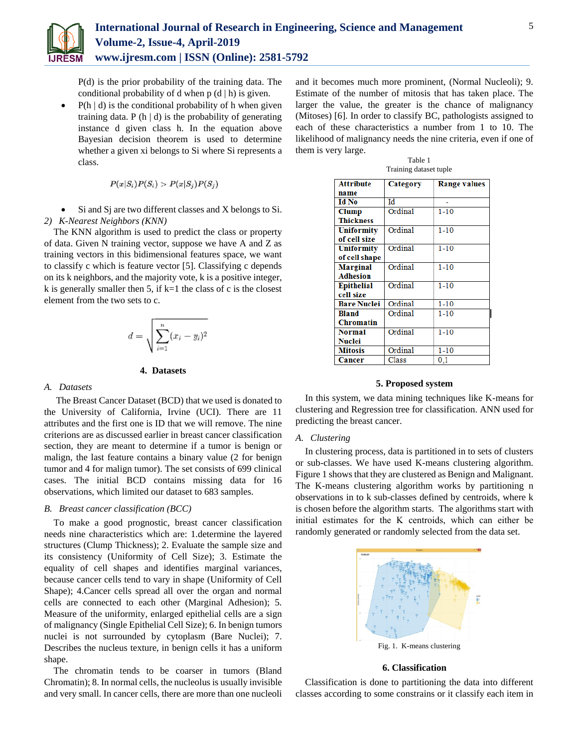P(d) is the prior probability of the training data. The conditional probability of d when p (d | h) is given.

- P(h | d) is the conditional probability of h when given training data. P (h | d) is the probability of generating instance d given class h. In the equation above Bayesian decision theorem is used to determine whether a given xi belongs to Si where Si represents a class.

$$P(x|S_i)P(S_i) > P(x|S_j)P(S_j)$$

- Si and Sj are two different classes and X belongs to Si.

*2) K-Nearest Neighbors (KNN)*

The KNN algorithm is used to predict the class or property of data. Given N training vector, suppose we have A and Z as training vectors in this bidimensional features space, we want to classify c which is feature vector [5]. Classifying c depends on its k neighbors, and the majority vote, k is a positive integer, k is generally smaller then 5, if k=1 the class of c is the closest element from the two sets to c.

$$d = \sqrt{\sum_{i=1}^{n}(x_i - y_i)^2}$$

## 4. Datasets

*A. Datasets*

The Breast Cancer Dataset (BCD) that we used is donated to the University of California, Irvine (UCI). There are 11 attributes and the first one is ID that we will remove. The nine criterions are as discussed earlier in breast cancer classification section, they are meant to determine if a tumor is benign or malign, the last feature contains a binary value (2 for benign tumor and 4 for malign tumor). The set consists of 699 clinical cases. The initial BCD contains missing data for 16 observations, which limited our dataset to 683 samples.

*B. Breast cancer classification (BCC)*

To make a good prognostic, breast cancer classification needs nine characteristics which are: 1.determine the layered structures (Clump Thickness); 2. Evaluate the sample size and its consistency (Uniformity of Cell Size); 3. Estimate the equality of cell shapes and identifies marginal variances, because cancer cells tend to vary in shape (Uniformity of Cell Shape); 4.Cancer cells spread all over the organ and normal cells are connected to each other (Marginal Adhesion); 5. Measure of the uniformity, enlarged epithelial cells are a sign of malignancy (Single Epithelial Cell Size); 6. In benign tumors nuclei is not surrounded by cytoplasm (Bare Nuclei); 7. Describes the nucleus texture, in benign cells it has a uniform shape.

The chromatin tends to be coarser in tumors (Bland Chromatin); 8. In normal cells, the nucleolus is usually invisible and very small. In cancer cells, there are more than one nucleoli and it becomes much more prominent, (Normal Nucleoli); 9. Estimate of the number of mitosis that has taken place. The larger the value, the greater is the chance of malignancy (Mitoses) [6]. In order to classify BC, pathologists assigned to each of these characteristics a number from 1 to 10. The likelihood of malignancy needs the nine criteria, even if one of them is very large.

Table 1
Training dataset tuple

| Attribute name | Category | Range values |
|---|---|---|
| Id No | Id | - |
| Clump Thickness | Ordinal | 1-10 |
| Uniformity of cell size | Ordinal | 1-10 |
| Uniformity of cell shape | Ordinal | 1-10 |
| Marginal Adhesion | Ordinal | 1-10 |
| Epithelial cell size | Ordinal | 1-10 |
| Bare Nuclei | Ordinal | 1-10 |
| Bland Chromatin | Ordinal | 1-10 |
| Normal Nuclei | Ordinal | 1-10 |
| Mitosis | Ordinal | 1-10 |
| Cancer | Class | 0,1 |

## 5. Proposed system

In this system, we data mining techniques like K-means for clustering and Regression tree for classification. ANN used for predicting the breast cancer.

*A. Clustering*

In clustering process, data is partitioned in to sets of clusters or sub-classes. We have used K-means clustering algorithm. Figure 1 shows that they are clustered as Benign and Malignant. The K-means clustering algorithm works by partitioning n observations in to k sub-classes defined by centroids, where k is chosen before the algorithm starts. The algorithms start with initial estimates for the K centroids, which can either be randomly generated or randomly selected from the data set.

Fig. 1. K-means clustering

## 6. Classification

Classification is done to partitioning the data into different classes according to some constrains or it classify each item in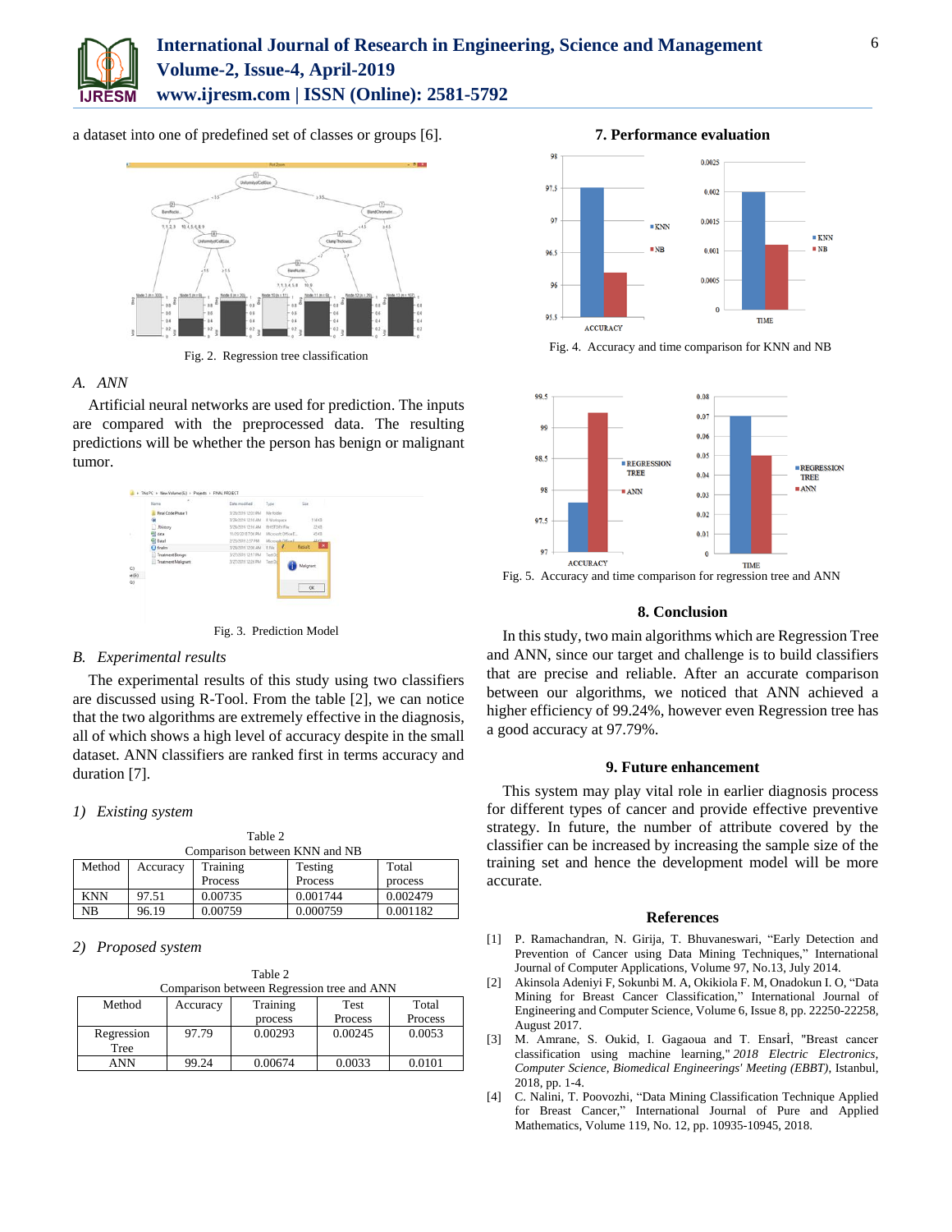a dataset into one of predefined set of classes or groups [6].

Fig. 2. Regression tree classification

### A. ANN

Artificial neural networks are used for prediction. The inputs are compared with the preprocessed data. The resulting predictions will be whether the person has benign or malignant tumor.

Fig. 3. Prediction Model

### B. Experimental results

The experimental results of this study using two classifiers are discussed using R-Tool. From the table [2], we can notice that the two algorithms are extremely effective in the diagnosis, all of which shows a high level of accuracy despite in the small dataset. ANN classifiers are ranked first in terms accuracy and duration [7].

#### 1) Existing system

Table 2
Comparison between KNN and NB

| Method | Accuracy | Training Process | Testing Process | Total process |
|---|---|---|---|---|
| KNN | 97.51 | 0.00735 | 0.001744 | 0.002479 |
| NB | 96.19 | 0.00759 | 0.000759 | 0.001182 |

#### 2) Proposed system

Table 2
Comparison between Regression tree and ANN

| Method | Accuracy | Training process | Test Process | Total Process |
|---|---|---|---|---|
| Regression Tree | 97.79 | 0.00293 | 0.00245 | 0.0053 |
| ANN | 99.24 | 0.00674 | 0.0033 | 0.0101 |

## 7. Performance evaluation

Fig. 4. Accuracy and time comparison for KNN and NB

Fig. 5. Accuracy and time comparison for regression tree and ANN

## 8. Conclusion

In this study, two main algorithms which are Regression Tree and ANN, since our target and challenge is to build classifiers that are precise and reliable. After an accurate comparison between our algorithms, we noticed that ANN achieved a higher efficiency of 99.24%, however even Regression tree has a good accuracy at 97.79%.

## 9. Future enhancement

This system may play vital role in earlier diagnosis process for different types of cancer and provide effective preventive strategy. In future, the number of attribute covered by the classifier can be increased by increasing the sample size of the training set and hence the development model will be more accurate.

## References

[1] P. Ramachandran, N. Girija, T. Bhuvaneswari, "Early Detection and Prevention of Cancer using Data Mining Techniques," International Journal of Computer Applications, Volume 97, No.13, July 2014.

[2] Akinsola Adeniyi F, Sokunbi M. A, Okikiola F. M, Onadokun I. O, "Data Mining for Breast Cancer Classification," International Journal of Engineering and Computer Science, Volume 6, Issue 8, pp. 22250-22258, August 2017.

[3] M. Amrane, S. Oukid, I. Gagaoua and T. Ensarİ, "Breast cancer classification using machine learning," *2018 Electric Electronics, Computer Science, Biomedical Engineerings' Meeting (EBBT)*, Istanbul, 2018, pp. 1-4.

[4] C. Nalini, T. Poovozhi, "Data Mining Classification Technique Applied for Breast Cancer," International Journal of Pure and Applied Mathematics, Volume 119, No. 12, pp. 10935-10945, 2018.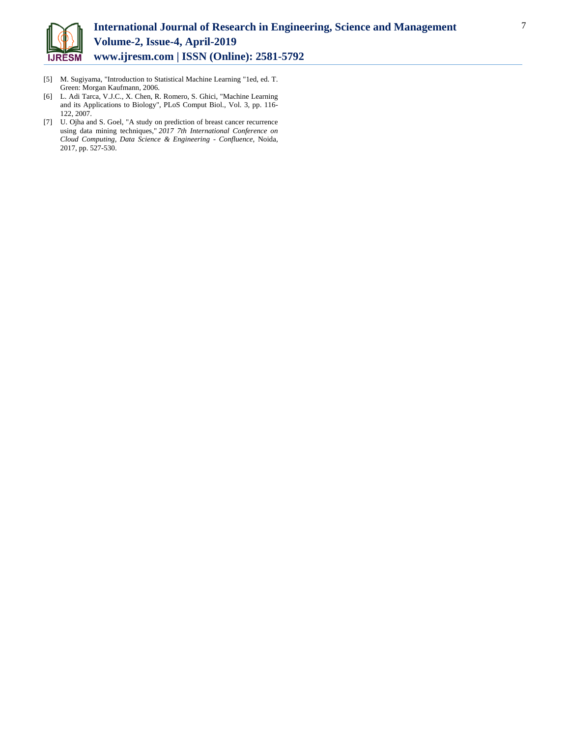[5] M. Sugiyama, "Introduction to Statistical Machine Learning "1ed, ed. T. Green: Morgan Kaufmann, 2006.

[6] L. Adi Tarca, V.J.C., X. Chen, R. Romero, S. Ghici, "Machine Learning and its Applications to Biology", PLoS Comput Biol., Vol. 3, pp. 116-122, 2007.

[7] U. Ojha and S. Goel, "A study on prediction of breast cancer recurrence using data mining techniques," *2017 7th International Conference on Cloud Computing, Data Science & Engineering - Confluence*, Noida, 2017, pp. 527-530.